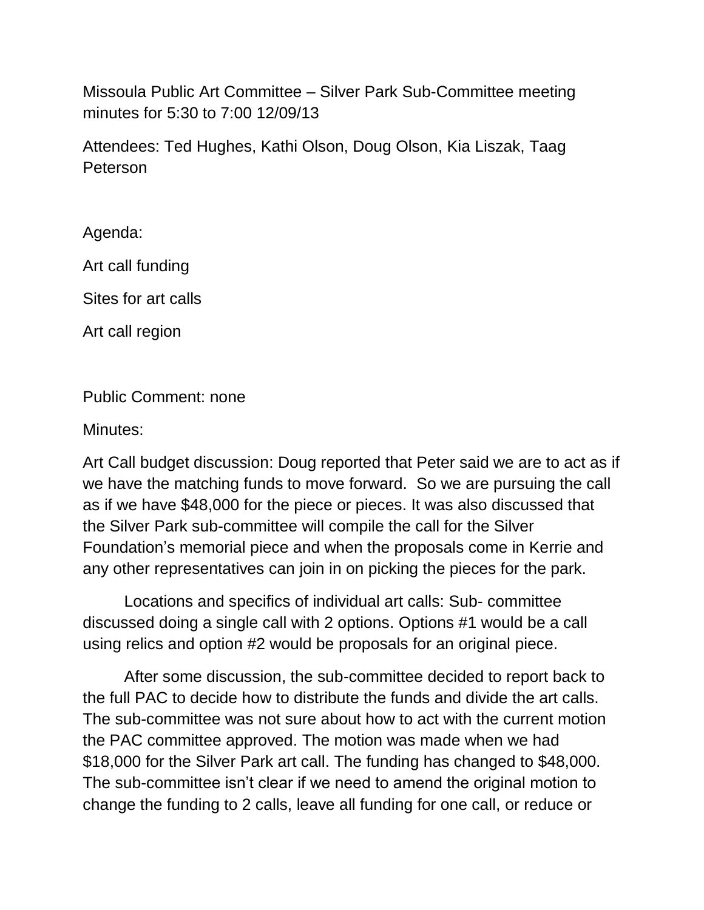Missoula Public Art Committee – Silver Park Sub-Committee meeting minutes for 5:30 to 7:00 12/09/13

Attendees: Ted Hughes, Kathi Olson, Doug Olson, Kia Liszak, Taag Peterson

Agenda:

Art call funding

Sites for art calls

Art call region

Public Comment: none

Minutes:

Art Call budget discussion: Doug reported that Peter said we are to act as if we have the matching funds to move forward. So we are pursuing the call as if we have $48,000 for the piece or pieces. It was also discussed that the Silver Park sub-committee will compile the call for the Silver Foundation's memorial piece and when the proposals come in Kerrie and any other representatives can join in on picking the pieces for the park.

Locations and specifics of individual art calls: Sub- committee discussed doing a single call with 2 options. Options #1 would be a call using relics and option #2 would be proposals for an original piece.

After some discussion, the sub-committee decided to report back to the full PAC to decide how to distribute the funds and divide the art calls. The sub-committee was not sure about how to act with the current motion the PAC committee approved. The motion was made when we had $18,000 for the Silver Park art call. The funding has changed to $48,000. The sub-committee isn't clear if we need to amend the original motion to change the funding to 2 calls, leave all funding for one call, or reduce or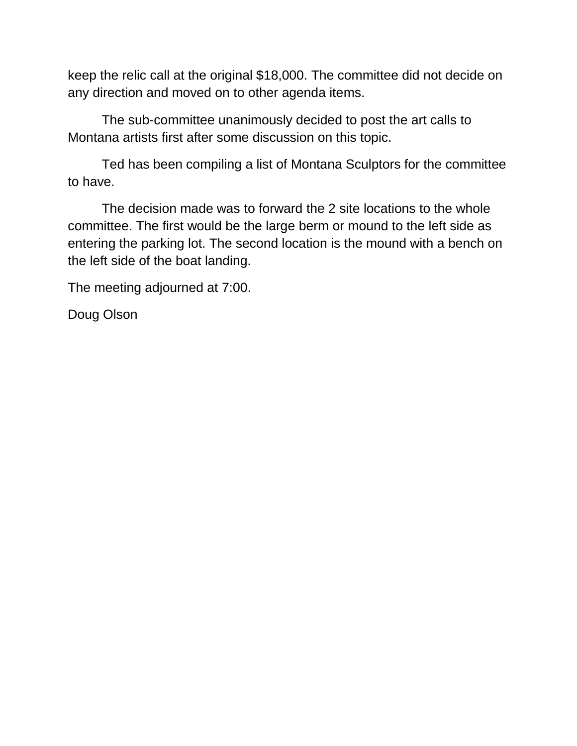keep the relic call at the original $18,000. The committee did not decide on any direction and moved on to other agenda items.

The sub-committee unanimously decided to post the art calls to Montana artists first after some discussion on this topic.

Ted has been compiling a list of Montana Sculptors for the committee to have.

The decision made was to forward the 2 site locations to the whole committee. The first would be the large berm or mound to the left side as entering the parking lot. The second location is the mound with a bench on the left side of the boat landing.

The meeting adjourned at 7:00.

Doug Olson